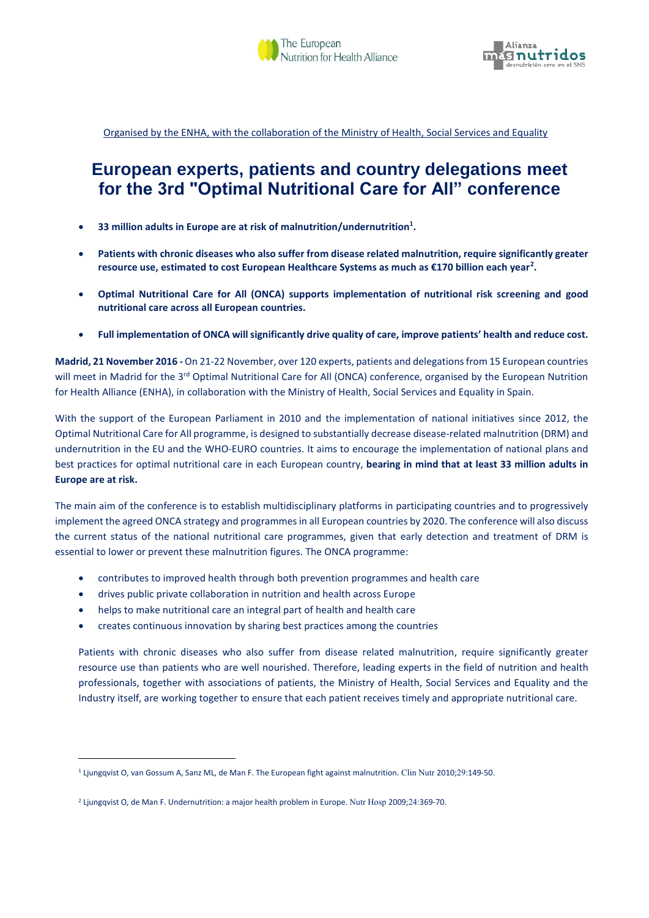Organised by the ENHA, with the collaboration of the Ministry of Health, Social Services and Equality

# European experts, patients and country delegations meet for the 3rd "Optimal Nutritional Care for All" conference

- **33 million adults in Europe are at risk of malnutrition/undernutrition[1].**
- **Patients with chronic diseases who also suffer from disease related malnutrition, require significantly greater resource use, estimated to cost European Healthcare Systems as much as €170 billion each year[2].**
- **Optimal Nutritional Care for All (ONCA) supports implementation of nutritional risk screening and good nutritional care across all European countries.**
- **Full implementation of ONCA will significantly drive quality of care, improve patients' health and reduce cost.**

**Madrid, 21 November 2016 -** On 21-22 November, over 120 experts, patients and delegations from 15 European countries will meet in Madrid for the 3rd Optimal Nutritional Care for All (ONCA) conference, organised by the European Nutrition for Health Alliance (ENHA), in collaboration with the Ministry of Health, Social Services and Equality in Spain.

With the support of the European Parliament in 2010 and the implementation of national initiatives since 2012, the Optimal Nutritional Care for All programme, is designed to substantially decrease disease-related malnutrition (DRM) and undernutrition in the EU and the WHO-EURO countries. It aims to encourage the implementation of national plans and best practices for optimal nutritional care in each European country, **bearing in mind that at least 33 million adults in Europe are at risk.**

The main aim of the conference is to establish multidisciplinary platforms in participating countries and to progressively implement the agreed ONCA strategy and programmes in all European countries by 2020. The conference will also discuss the current status of the national nutritional care programmes, given that early detection and treatment of DRM is essential to lower or prevent these malnutrition figures. The ONCA programme:

- contributes to improved health through both prevention programmes and health care
- drives public private collaboration in nutrition and health across Europe
- helps to make nutritional care an integral part of health and health care
- creates continuous innovation by sharing best practices among the countries

Patients with chronic diseases who also suffer from disease related malnutrition, require significantly greater resource use than patients who are well nourished. Therefore, leading experts in the field of nutrition and health professionals, together with associations of patients, the Ministry of Health, Social Services and Equality and the Industry itself, are working together to ensure that each patient receives timely and appropriate nutritional care.

---

[1] Ljungqvist O, van Gossum A, Sanz ML, de Man F. The European fight against malnutrition. Clin Nutr 2010;29:149-50.

[2] Ljungqvist O, de Man F. Undernutrition: a major health problem in Europe. Nutr Hosp 2009;24:369-70.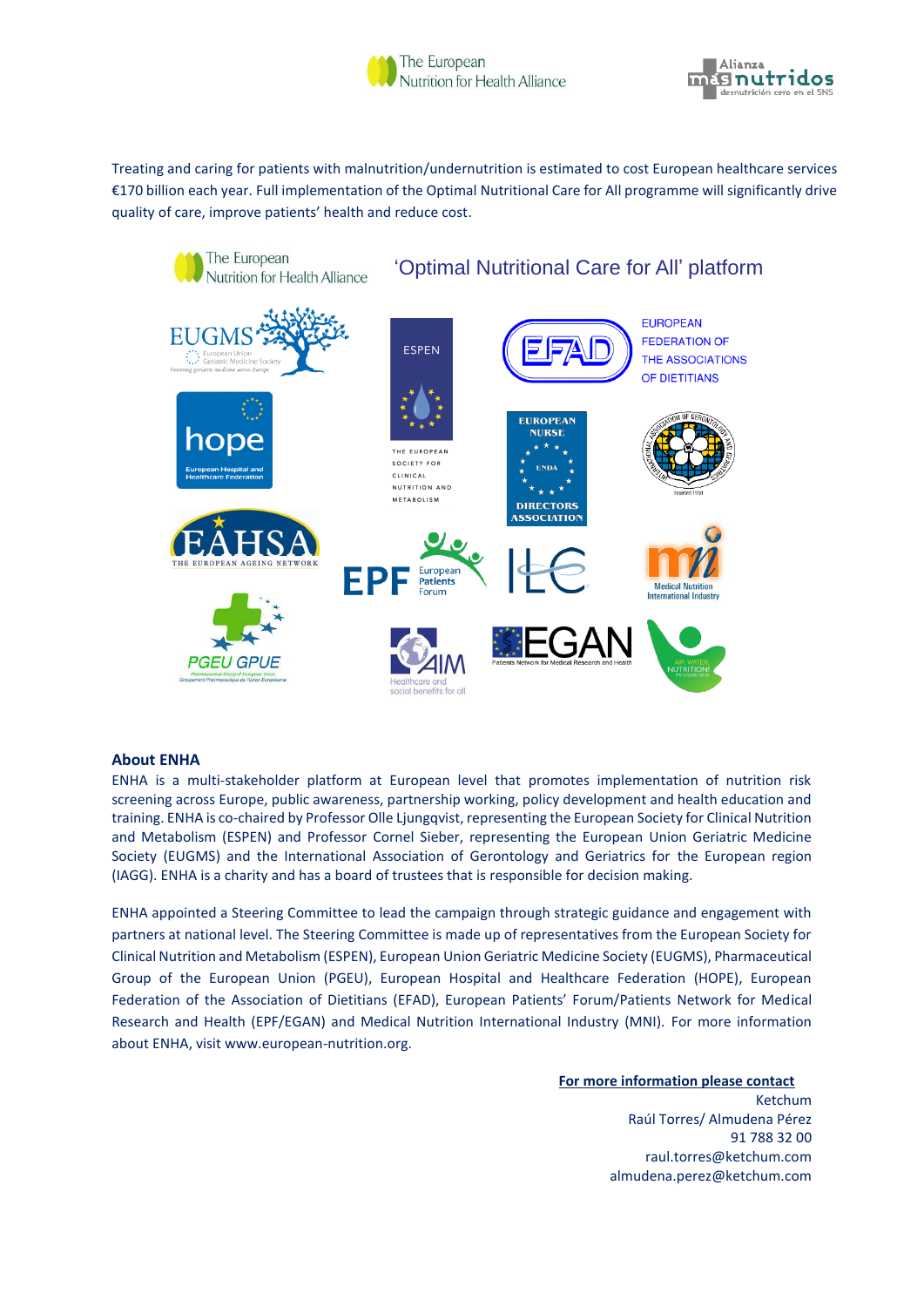Treating and caring for patients with malnutrition/undernutrition is estimated to cost European healthcare services €170 billion each year. Full implementation of the Optimal Nutritional Care for All programme will significantly drive quality of care, improve patients' health and reduce cost.

'Optimal Nutritional Care for All' platform

**About ENHA**

ENHA is a multi-stakeholder platform at European level that promotes implementation of nutrition risk screening across Europe, public awareness, partnership working, policy development and health education and training. ENHA is co-chaired by Professor Olle Ljungqvist, representing the European Society for Clinical Nutrition and Metabolism (ESPEN) and Professor Cornel Sieber, representing the European Union Geriatric Medicine Society (EUGMS) and the International Association of Gerontology and Geriatrics for the European region (IAGG). ENHA is a charity and has a board of trustees that is responsible for decision making.

ENHA appointed a Steering Committee to lead the campaign through strategic guidance and engagement with partners at national level. The Steering Committee is made up of representatives from the European Society for Clinical Nutrition and Metabolism (ESPEN), European Union Geriatric Medicine Society (EUGMS), Pharmaceutical Group of the European Union (PGEU), European Hospital and Healthcare Federation (HOPE), European Federation of the Association of Dietitians (EFAD), European Patients' Forum/Patients Network for Medical Research and Health (EPF/EGAN) and Medical Nutrition International Industry (MNI). For more information about ENHA, visit www.european-nutrition.org.

**For more information please contact**

Ketchum
Raúl Torres/ Almudena Pérez
91 788 32 00
raul.torres@ketchum.com
almudena.perez@ketchum.com